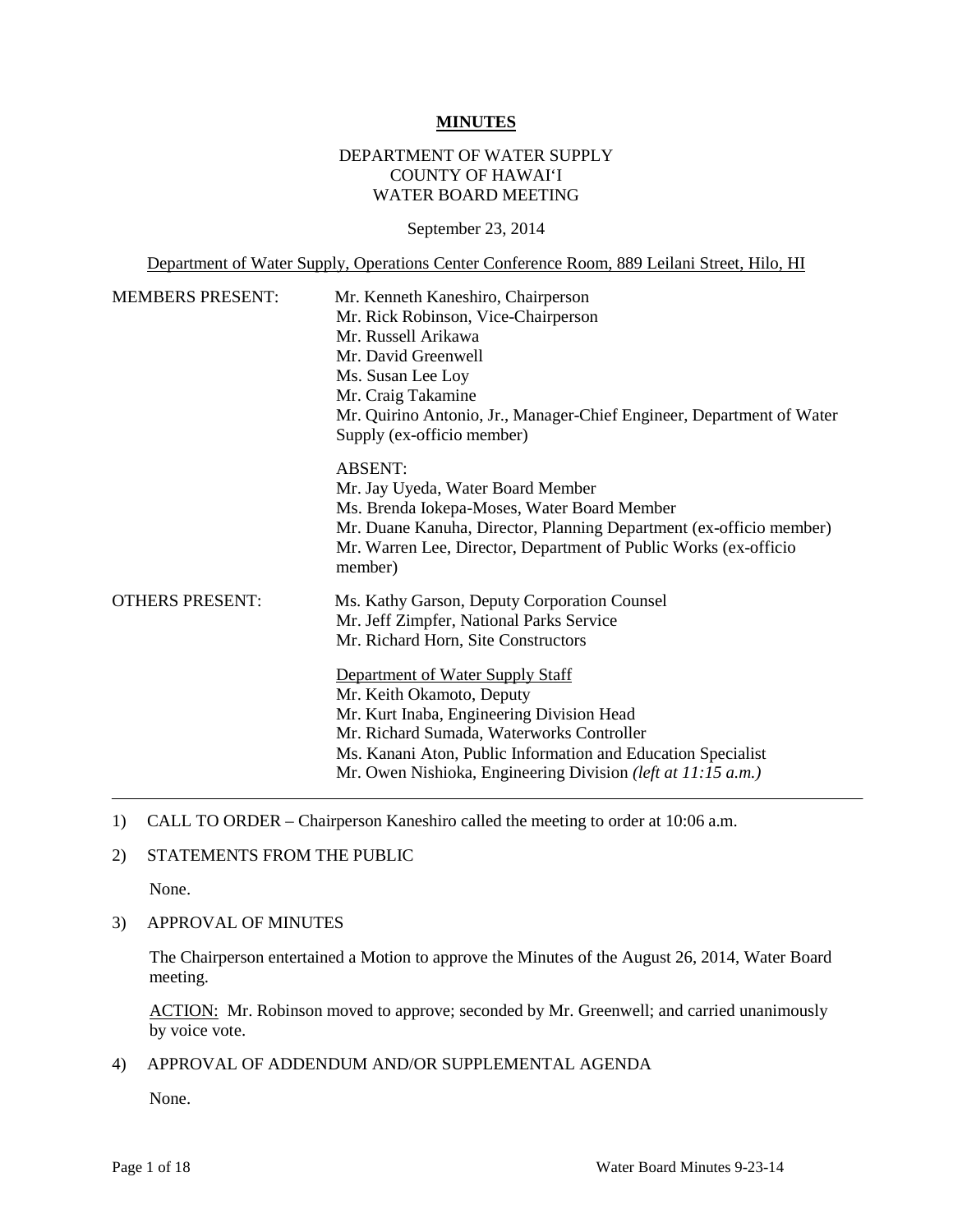# MINUTES

DEPARTMENT OF WATER SUPPLY
COUNTY OF HAWAIʻI
WATER BOARD MEETING

September 23, 2014

Department of Water Supply, Operations Center Conference Room, 889 Leilani Street, Hilo, HI

MEMBERS PRESENT:

Mr. Kenneth Kaneshiro, Chairperson
Mr. Rick Robinson, Vice-Chairperson
Mr. Russell Arikawa
Mr. David Greenwell
Ms. Susan Lee Loy
Mr. Craig Takamine
Mr. Quirino Antonio, Jr., Manager-Chief Engineer, Department of Water Supply (ex-officio member)

ABSENT:
Mr. Jay Uyeda, Water Board Member
Ms. Brenda Iokepa-Moses, Water Board Member
Mr. Duane Kanuha, Director, Planning Department (ex-officio member)
Mr. Warren Lee, Director, Department of Public Works (ex-officio member)

OTHERS PRESENT:

Ms. Kathy Garson, Deputy Corporation Counsel
Mr. Jeff Zimpfer, National Parks Service
Mr. Richard Horn, Site Constructors

Department of Water Supply Staff
Mr. Keith Okamoto, Deputy
Mr. Kurt Inaba, Engineering Division Head
Mr. Richard Sumada, Waterworks Controller
Ms. Kanani Aton, Public Information and Education Specialist
Mr. Owen Nishioka, Engineering Division *(left at 11:15 a.m.)*

---

1) CALL TO ORDER – Chairperson Kaneshiro called the meeting to order at 10:06 a.m.

2) STATEMENTS FROM THE PUBLIC

None.

3) APPROVAL OF MINUTES

The Chairperson entertained a Motion to approve the Minutes of the August 26, 2014, Water Board meeting.

ACTION: Mr. Robinson moved to approve; seconded by Mr. Greenwell; and carried unanimously by voice vote.

4) APPROVAL OF ADDENDUM AND/OR SUPPLEMENTAL AGENDA

None.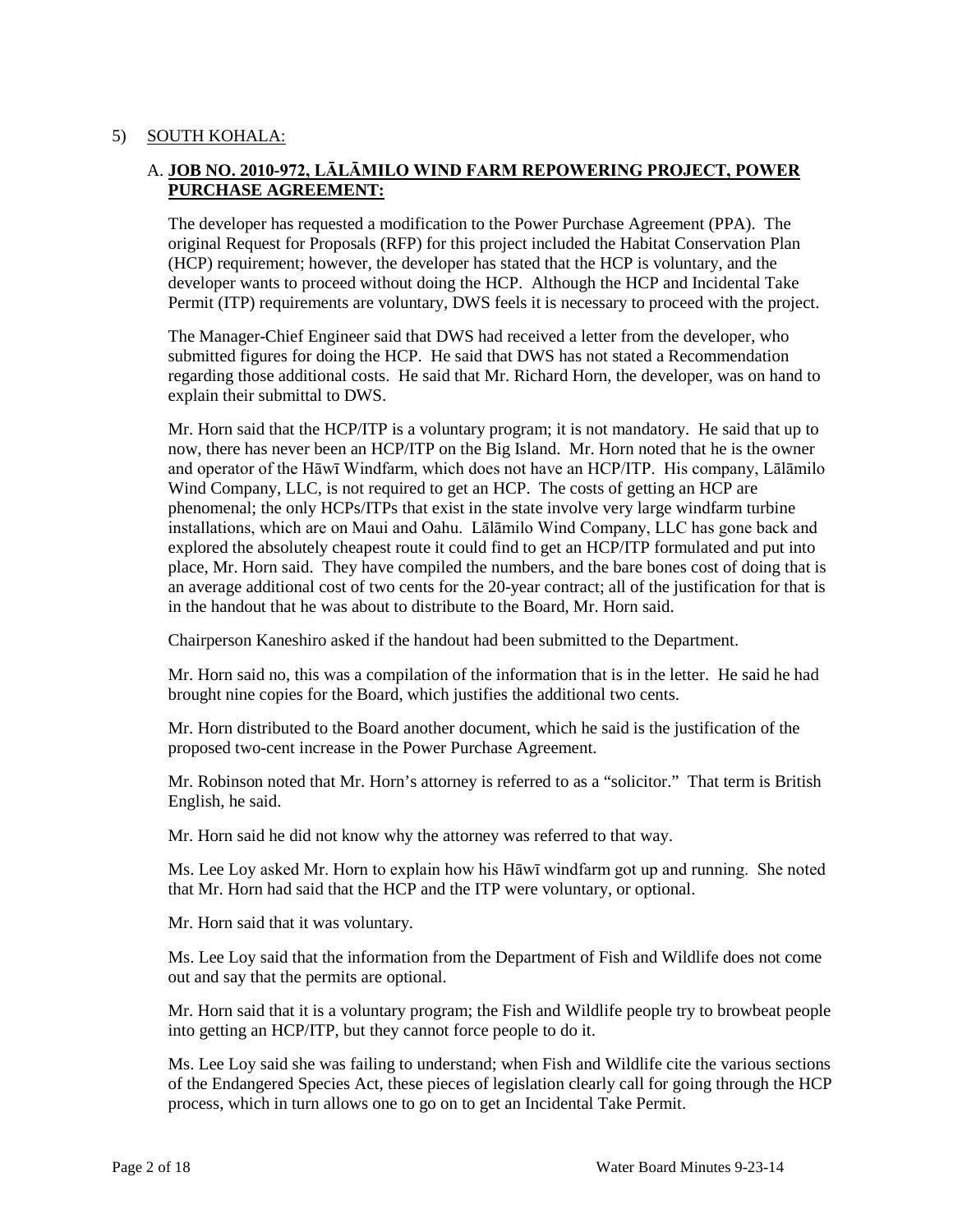5) SOUTH KOHALA:

A. **JOB NO. 2010-972, LĀLĀMILO WIND FARM REPOWERING PROJECT, POWER PURCHASE AGREEMENT:**

The developer has requested a modification to the Power Purchase Agreement (PPA). The original Request for Proposals (RFP) for this project included the Habitat Conservation Plan (HCP) requirement; however, the developer has stated that the HCP is voluntary, and the developer wants to proceed without doing the HCP. Although the HCP and Incidental Take Permit (ITP) requirements are voluntary, DWS feels it is necessary to proceed with the project.

The Manager-Chief Engineer said that DWS had received a letter from the developer, who submitted figures for doing the HCP. He said that DWS has not stated a Recommendation regarding those additional costs. He said that Mr. Richard Horn, the developer, was on hand to explain their submittal to DWS.

Mr. Horn said that the HCP/ITP is a voluntary program; it is not mandatory. He said that up to now, there has never been an HCP/ITP on the Big Island. Mr. Horn noted that he is the owner and operator of the Hāwī Windfarm, which does not have an HCP/ITP. His company, Lālāmilo Wind Company, LLC, is not required to get an HCP. The costs of getting an HCP are phenomenal; the only HCPs/ITPs that exist in the state involve very large windfarm turbine installations, which are on Maui and Oahu. Lālāmilo Wind Company, LLC has gone back and explored the absolutely cheapest route it could find to get an HCP/ITP formulated and put into place, Mr. Horn said. They have compiled the numbers, and the bare bones cost of doing that is an average additional cost of two cents for the 20-year contract; all of the justification for that is in the handout that he was about to distribute to the Board, Mr. Horn said.

Chairperson Kaneshiro asked if the handout had been submitted to the Department.

Mr. Horn said no, this was a compilation of the information that is in the letter. He said he had brought nine copies for the Board, which justifies the additional two cents.

Mr. Horn distributed to the Board another document, which he said is the justification of the proposed two-cent increase in the Power Purchase Agreement.

Mr. Robinson noted that Mr. Horn's attorney is referred to as a "solicitor." That term is British English, he said.

Mr. Horn said he did not know why the attorney was referred to that way.

Ms. Lee Loy asked Mr. Horn to explain how his Hāwī windfarm got up and running. She noted that Mr. Horn had said that the HCP and the ITP were voluntary, or optional.

Mr. Horn said that it was voluntary.

Ms. Lee Loy said that the information from the Department of Fish and Wildlife does not come out and say that the permits are optional.

Mr. Horn said that it is a voluntary program; the Fish and Wildlife people try to browbeat people into getting an HCP/ITP, but they cannot force people to do it.

Ms. Lee Loy said she was failing to understand; when Fish and Wildlife cite the various sections of the Endangered Species Act, these pieces of legislation clearly call for going through the HCP process, which in turn allows one to go on to get an Incidental Take Permit.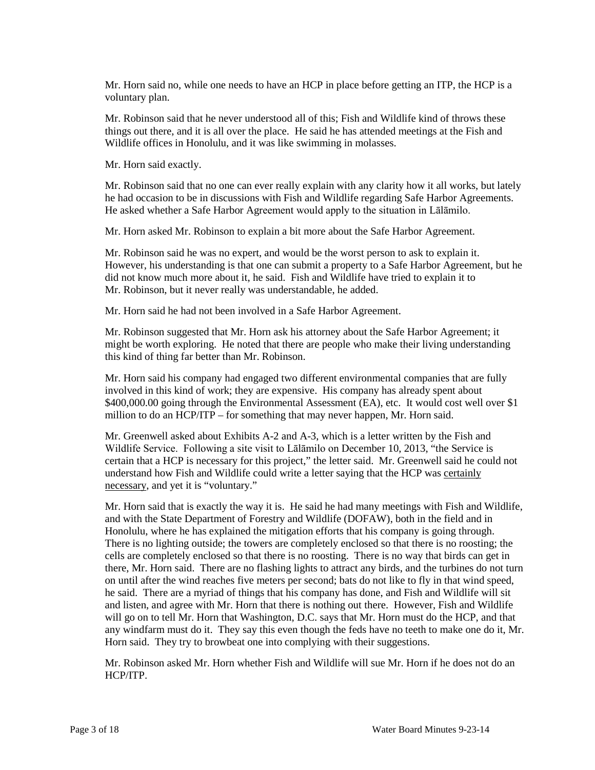Mr. Horn said no, while one needs to have an HCP in place before getting an ITP, the HCP is a voluntary plan.

Mr. Robinson said that he never understood all of this; Fish and Wildlife kind of throws these things out there, and it is all over the place. He said he has attended meetings at the Fish and Wildlife offices in Honolulu, and it was like swimming in molasses.

Mr. Horn said exactly.

Mr. Robinson said that no one can ever really explain with any clarity how it all works, but lately he had occasion to be in discussions with Fish and Wildlife regarding Safe Harbor Agreements. He asked whether a Safe Harbor Agreement would apply to the situation in Lālāmilo.

Mr. Horn asked Mr. Robinson to explain a bit more about the Safe Harbor Agreement.

Mr. Robinson said he was no expert, and would be the worst person to ask to explain it. However, his understanding is that one can submit a property to a Safe Harbor Agreement, but he did not know much more about it, he said. Fish and Wildlife have tried to explain it to Mr. Robinson, but it never really was understandable, he added.

Mr. Horn said he had not been involved in a Safe Harbor Agreement.

Mr. Robinson suggested that Mr. Horn ask his attorney about the Safe Harbor Agreement; it might be worth exploring. He noted that there are people who make their living understanding this kind of thing far better than Mr. Robinson.

Mr. Horn said his company had engaged two different environmental companies that are fully involved in this kind of work; they are expensive. His company has already spent about $400,000.00 going through the Environmental Assessment (EA), etc. It would cost well over $1 million to do an HCP/ITP – for something that may never happen, Mr. Horn said.

Mr. Greenwell asked about Exhibits A-2 and A-3, which is a letter written by the Fish and Wildlife Service. Following a site visit to Lālāmilo on December 10, 2013, "the Service is certain that a HCP is necessary for this project," the letter said. Mr. Greenwell said he could not understand how Fish and Wildlife could write a letter saying that the HCP was <u>certainly necessary</u>, and yet it is "voluntary."

Mr. Horn said that is exactly the way it is. He said he had many meetings with Fish and Wildlife, and with the State Department of Forestry and Wildlife (DOFAW), both in the field and in Honolulu, where he has explained the mitigation efforts that his company is going through. There is no lighting outside; the towers are completely enclosed so that there is no roosting; the cells are completely enclosed so that there is no roosting. There is no way that birds can get in there, Mr. Horn said. There are no flashing lights to attract any birds, and the turbines do not turn on until after the wind reaches five meters per second; bats do not like to fly in that wind speed, he said. There are a myriad of things that his company has done, and Fish and Wildlife will sit and listen, and agree with Mr. Horn that there is nothing out there. However, Fish and Wildlife will go on to tell Mr. Horn that Washington, D.C. says that Mr. Horn must do the HCP, and that any windfarm must do it. They say this even though the feds have no teeth to make one do it, Mr. Horn said. They try to browbeat one into complying with their suggestions.

Mr. Robinson asked Mr. Horn whether Fish and Wildlife will sue Mr. Horn if he does not do an HCP/ITP.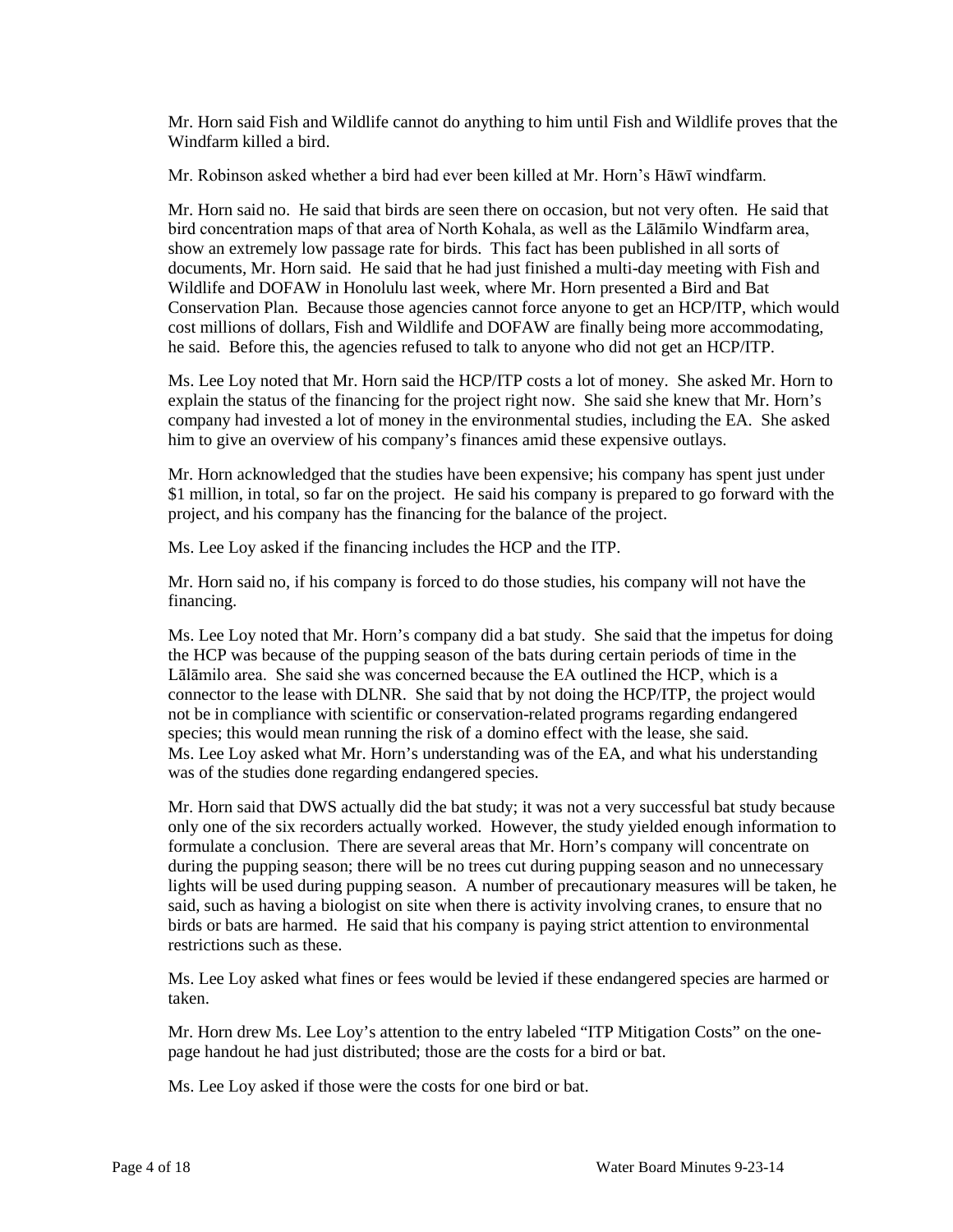Mr. Horn said Fish and Wildlife cannot do anything to him until Fish and Wildlife proves that the Windfarm killed a bird.

Mr. Robinson asked whether a bird had ever been killed at Mr. Horn's Hāwī windfarm.

Mr. Horn said no. He said that birds are seen there on occasion, but not very often. He said that bird concentration maps of that area of North Kohala, as well as the Lālāmilo Windfarm area, show an extremely low passage rate for birds. This fact has been published in all sorts of documents, Mr. Horn said. He said that he had just finished a multi-day meeting with Fish and Wildlife and DOFAW in Honolulu last week, where Mr. Horn presented a Bird and Bat Conservation Plan. Because those agencies cannot force anyone to get an HCP/ITP, which would cost millions of dollars, Fish and Wildlife and DOFAW are finally being more accommodating, he said. Before this, the agencies refused to talk to anyone who did not get an HCP/ITP.

Ms. Lee Loy noted that Mr. Horn said the HCP/ITP costs a lot of money. She asked Mr. Horn to explain the status of the financing for the project right now. She said she knew that Mr. Horn's company had invested a lot of money in the environmental studies, including the EA. She asked him to give an overview of his company's finances amid these expensive outlays.

Mr. Horn acknowledged that the studies have been expensive; his company has spent just under \$1 million, in total, so far on the project. He said his company is prepared to go forward with the project, and his company has the financing for the balance of the project.

Ms. Lee Loy asked if the financing includes the HCP and the ITP.

Mr. Horn said no, if his company is forced to do those studies, his company will not have the financing.

Ms. Lee Loy noted that Mr. Horn's company did a bat study. She said that the impetus for doing the HCP was because of the pupping season of the bats during certain periods of time in the Lālāmilo area. She said she was concerned because the EA outlined the HCP, which is a connector to the lease with DLNR. She said that by not doing the HCP/ITP, the project would not be in compliance with scientific or conservation-related programs regarding endangered species; this would mean running the risk of a domino effect with the lease, she said. Ms. Lee Loy asked what Mr. Horn's understanding was of the EA, and what his understanding was of the studies done regarding endangered species.

Mr. Horn said that DWS actually did the bat study; it was not a very successful bat study because only one of the six recorders actually worked. However, the study yielded enough information to formulate a conclusion. There are several areas that Mr. Horn's company will concentrate on during the pupping season; there will be no trees cut during pupping season and no unnecessary lights will be used during pupping season. A number of precautionary measures will be taken, he said, such as having a biologist on site when there is activity involving cranes, to ensure that no birds or bats are harmed. He said that his company is paying strict attention to environmental restrictions such as these.

Ms. Lee Loy asked what fines or fees would be levied if these endangered species are harmed or taken.

Mr. Horn drew Ms. Lee Loy's attention to the entry labeled "ITP Mitigation Costs" on the one-page handout he had just distributed; those are the costs for a bird or bat.

Ms. Lee Loy asked if those were the costs for one bird or bat.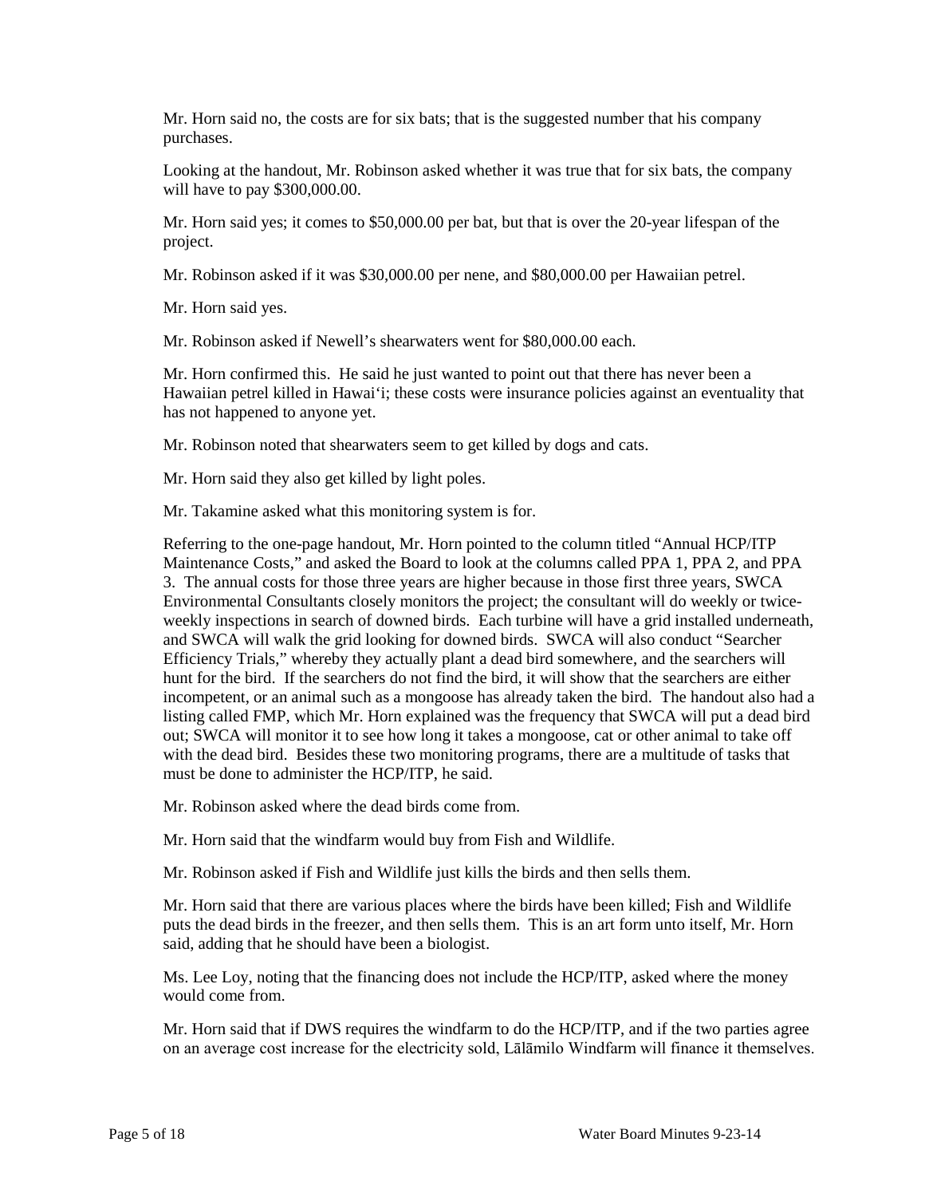Mr. Horn said no, the costs are for six bats; that is the suggested number that his company purchases.

Looking at the handout, Mr. Robinson asked whether it was true that for six bats, the company will have to pay $300,000.00.

Mr. Horn said yes; it comes to $50,000.00 per bat, but that is over the 20-year lifespan of the project.

Mr. Robinson asked if it was $30,000.00 per nene, and $80,000.00 per Hawaiian petrel.

Mr. Horn said yes.

Mr. Robinson asked if Newell's shearwaters went for $80,000.00 each.

Mr. Horn confirmed this. He said he just wanted to point out that there has never been a Hawaiian petrel killed in Hawai'i; these costs were insurance policies against an eventuality that has not happened to anyone yet.

Mr. Robinson noted that shearwaters seem to get killed by dogs and cats.

Mr. Horn said they also get killed by light poles.

Mr. Takamine asked what this monitoring system is for.

Referring to the one-page handout, Mr. Horn pointed to the column titled "Annual HCP/ITP Maintenance Costs," and asked the Board to look at the columns called PPA 1, PPA 2, and PPA 3. The annual costs for those three years are higher because in those first three years, SWCA Environmental Consultants closely monitors the project; the consultant will do weekly or twice-weekly inspections in search of downed birds. Each turbine will have a grid installed underneath, and SWCA will walk the grid looking for downed birds. SWCA will also conduct "Searcher Efficiency Trials," whereby they actually plant a dead bird somewhere, and the searchers will hunt for the bird. If the searchers do not find the bird, it will show that the searchers are either incompetent, or an animal such as a mongoose has already taken the bird. The handout also had a listing called FMP, which Mr. Horn explained was the frequency that SWCA will put a dead bird out; SWCA will monitor it to see how long it takes a mongoose, cat or other animal to take off with the dead bird. Besides these two monitoring programs, there are a multitude of tasks that must be done to administer the HCP/ITP, he said.

Mr. Robinson asked where the dead birds come from.

Mr. Horn said that the windfarm would buy from Fish and Wildlife.

Mr. Robinson asked if Fish and Wildlife just kills the birds and then sells them.

Mr. Horn said that there are various places where the birds have been killed; Fish and Wildlife puts the dead birds in the freezer, and then sells them. This is an art form unto itself, Mr. Horn said, adding that he should have been a biologist.

Ms. Lee Loy, noting that the financing does not include the HCP/ITP, asked where the money would come from.

Mr. Horn said that if DWS requires the windfarm to do the HCP/ITP, and if the two parties agree on an average cost increase for the electricity sold, Lālāmilo Windfarm will finance it themselves.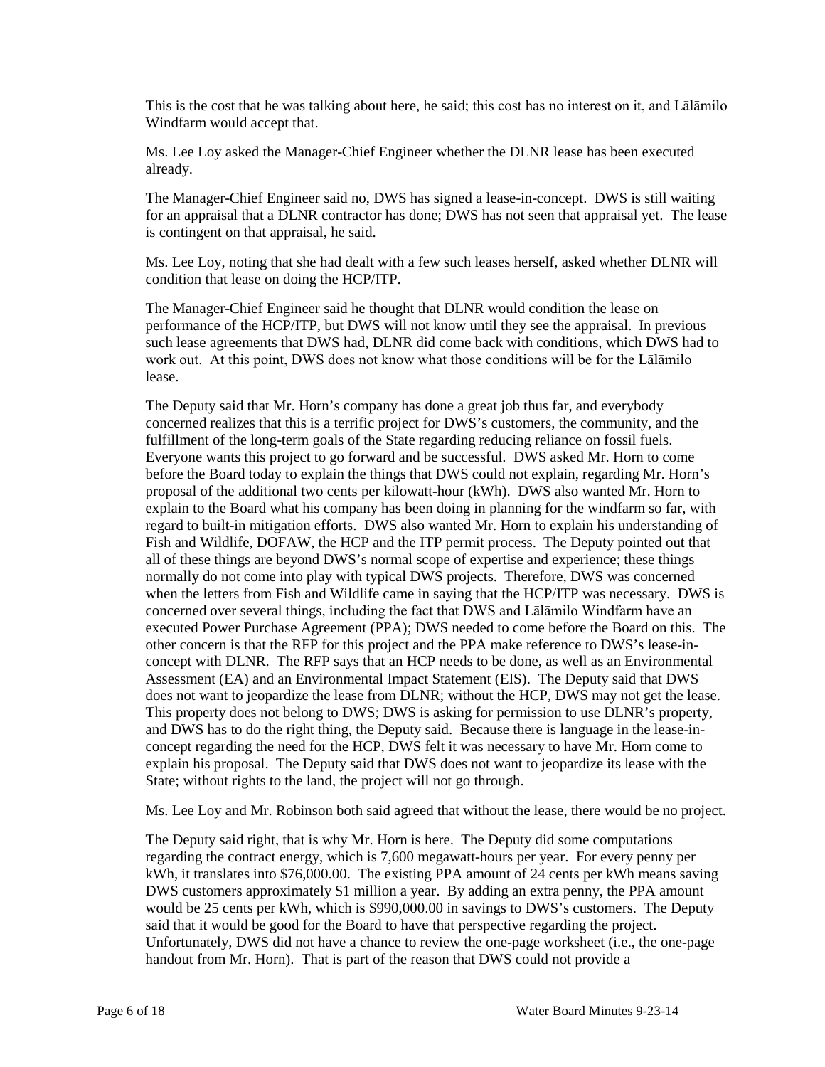This is the cost that he was talking about here, he said; this cost has no interest on it, and Lālāmilo Windfarm would accept that.

Ms. Lee Loy asked the Manager-Chief Engineer whether the DLNR lease has been executed already.

The Manager-Chief Engineer said no, DWS has signed a lease-in-concept. DWS is still waiting for an appraisal that a DLNR contractor has done; DWS has not seen that appraisal yet. The lease is contingent on that appraisal, he said.

Ms. Lee Loy, noting that she had dealt with a few such leases herself, asked whether DLNR will condition that lease on doing the HCP/ITP.

The Manager-Chief Engineer said he thought that DLNR would condition the lease on performance of the HCP/ITP, but DWS will not know until they see the appraisal. In previous such lease agreements that DWS had, DLNR did come back with conditions, which DWS had to work out. At this point, DWS does not know what those conditions will be for the Lālāmilo lease.

The Deputy said that Mr. Horn's company has done a great job thus far, and everybody concerned realizes that this is a terrific project for DWS's customers, the community, and the fulfillment of the long-term goals of the State regarding reducing reliance on fossil fuels. Everyone wants this project to go forward and be successful. DWS asked Mr. Horn to come before the Board today to explain the things that DWS could not explain, regarding Mr. Horn's proposal of the additional two cents per kilowatt-hour (kWh). DWS also wanted Mr. Horn to explain to the Board what his company has been doing in planning for the windfarm so far, with regard to built-in mitigation efforts. DWS also wanted Mr. Horn to explain his understanding of Fish and Wildlife, DOFAW, the HCP and the ITP permit process. The Deputy pointed out that all of these things are beyond DWS's normal scope of expertise and experience; these things normally do not come into play with typical DWS projects. Therefore, DWS was concerned when the letters from Fish and Wildlife came in saying that the HCP/ITP was necessary. DWS is concerned over several things, including the fact that DWS and Lālāmilo Windfarm have an executed Power Purchase Agreement (PPA); DWS needed to come before the Board on this. The other concern is that the RFP for this project and the PPA make reference to DWS's lease-in-concept with DLNR. The RFP says that an HCP needs to be done, as well as an Environmental Assessment (EA) and an Environmental Impact Statement (EIS). The Deputy said that DWS does not want to jeopardize the lease from DLNR; without the HCP, DWS may not get the lease. This property does not belong to DWS; DWS is asking for permission to use DLNR's property, and DWS has to do the right thing, the Deputy said. Because there is language in the lease-in-concept regarding the need for the HCP, DWS felt it was necessary to have Mr. Horn come to explain his proposal. The Deputy said that DWS does not want to jeopardize its lease with the State; without rights to the land, the project will not go through.

Ms. Lee Loy and Mr. Robinson both said agreed that without the lease, there would be no project.

The Deputy said right, that is why Mr. Horn is here. The Deputy did some computations regarding the contract energy, which is 7,600 megawatt-hours per year. For every penny per kWh, it translates into $76,000.00. The existing PPA amount of 24 cents per kWh means saving DWS customers approximately $1 million a year. By adding an extra penny, the PPA amount would be 25 cents per kWh, which is $990,000.00 in savings to DWS's customers. The Deputy said that it would be good for the Board to have that perspective regarding the project. Unfortunately, DWS did not have a chance to review the one-page worksheet (i.e., the one-page handout from Mr. Horn). That is part of the reason that DWS could not provide a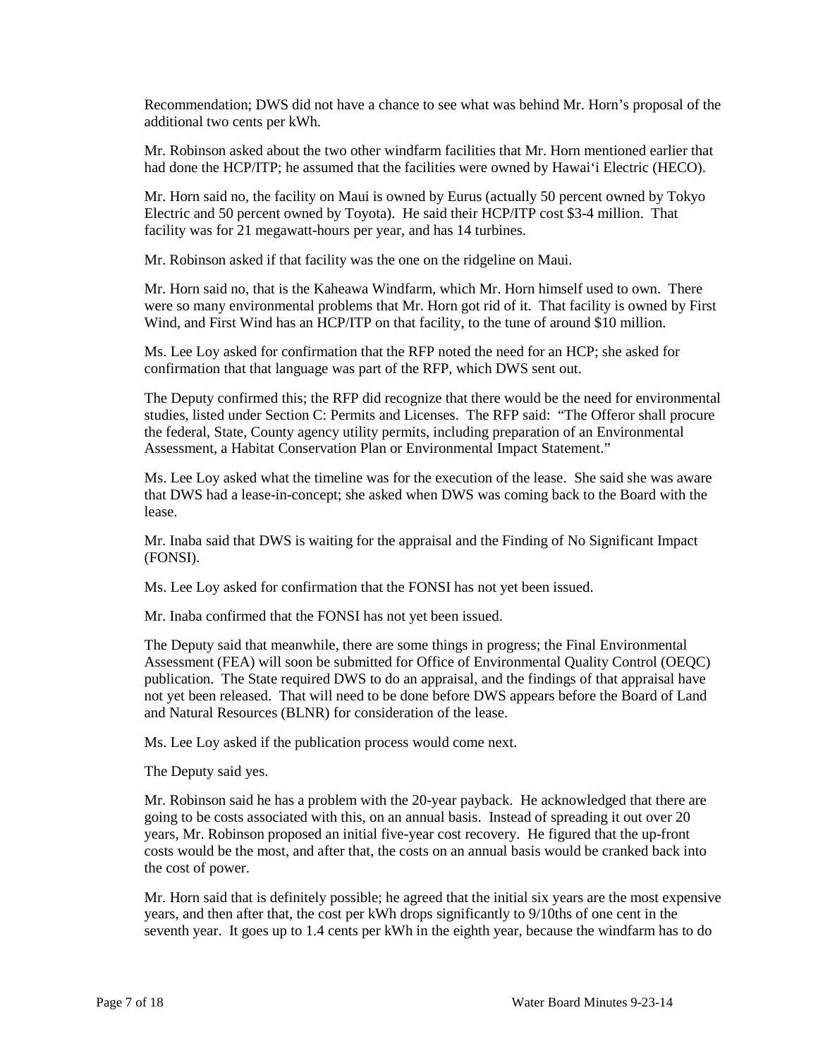Recommendation; DWS did not have a chance to see what was behind Mr. Horn's proposal of the additional two cents per kWh.

Mr. Robinson asked about the two other windfarm facilities that Mr. Horn mentioned earlier that had done the HCP/ITP; he assumed that the facilities were owned by Hawai'i Electric (HECO).

Mr. Horn said no, the facility on Maui is owned by Eurus (actually 50 percent owned by Tokyo Electric and 50 percent owned by Toyota). He said their HCP/ITP cost $3-4 million. That facility was for 21 megawatt-hours per year, and has 14 turbines.

Mr. Robinson asked if that facility was the one on the ridgeline on Maui.

Mr. Horn said no, that is the Kaheawa Windfarm, which Mr. Horn himself used to own. There were so many environmental problems that Mr. Horn got rid of it. That facility is owned by First Wind, and First Wind has an HCP/ITP on that facility, to the tune of around $10 million.

Ms. Lee Loy asked for confirmation that the RFP noted the need for an HCP; she asked for confirmation that that language was part of the RFP, which DWS sent out.

The Deputy confirmed this; the RFP did recognize that there would be the need for environmental studies, listed under Section C: Permits and Licenses. The RFP said: "The Offeror shall procure the federal, State, County agency utility permits, including preparation of an Environmental Assessment, a Habitat Conservation Plan or Environmental Impact Statement."

Ms. Lee Loy asked what the timeline was for the execution of the lease. She said she was aware that DWS had a lease-in-concept; she asked when DWS was coming back to the Board with the lease.

Mr. Inaba said that DWS is waiting for the appraisal and the Finding of No Significant Impact (FONSI).

Ms. Lee Loy asked for confirmation that the FONSI has not yet been issued.

Mr. Inaba confirmed that the FONSI has not yet been issued.

The Deputy said that meanwhile, there are some things in progress; the Final Environmental Assessment (FEA) will soon be submitted for Office of Environmental Quality Control (OEQC) publication. The State required DWS to do an appraisal, and the findings of that appraisal have not yet been released. That will need to be done before DWS appears before the Board of Land and Natural Resources (BLNR) for consideration of the lease.

Ms. Lee Loy asked if the publication process would come next.

The Deputy said yes.

Mr. Robinson said he has a problem with the 20-year payback. He acknowledged that there are going to be costs associated with this, on an annual basis. Instead of spreading it out over 20 years, Mr. Robinson proposed an initial five-year cost recovery. He figured that the up-front costs would be the most, and after that, the costs on an annual basis would be cranked back into the cost of power.

Mr. Horn said that is definitely possible; he agreed that the initial six years are the most expensive years, and then after that, the cost per kWh drops significantly to 9/10ths of one cent in the seventh year. It goes up to 1.4 cents per kWh in the eighth year, because the windfarm has to do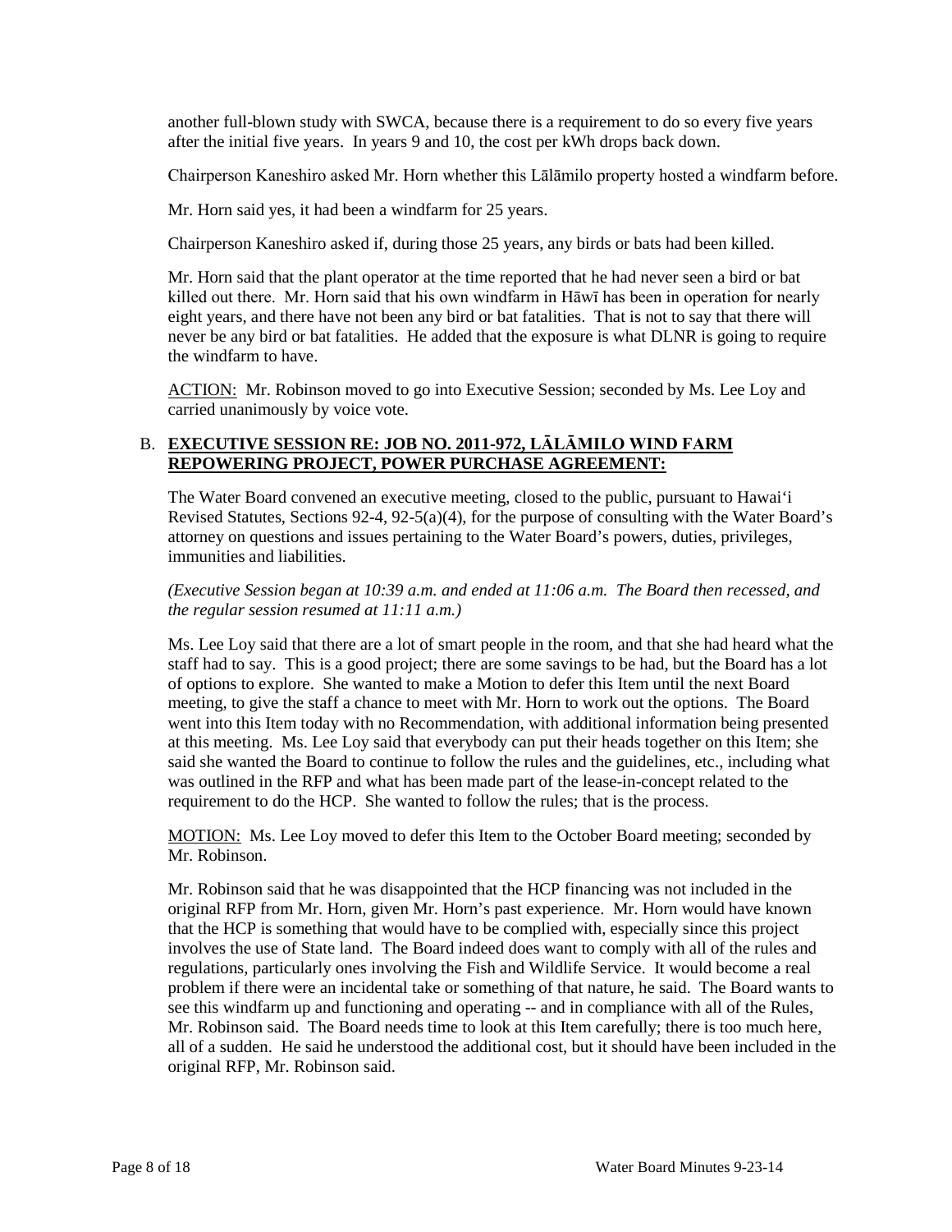another full-blown study with SWCA, because there is a requirement to do so every five years after the initial five years. In years 9 and 10, the cost per kWh drops back down.

Chairperson Kaneshiro asked Mr. Horn whether this Lālāmilo property hosted a windfarm before.

Mr. Horn said yes, it had been a windfarm for 25 years.

Chairperson Kaneshiro asked if, during those 25 years, any birds or bats had been killed.

Mr. Horn said that the plant operator at the time reported that he had never seen a bird or bat killed out there. Mr. Horn said that his own windfarm in Hāwī has been in operation for nearly eight years, and there have not been any bird or bat fatalities. That is not to say that there will never be any bird or bat fatalities. He added that the exposure is what DLNR is going to require the windfarm to have.

ACTION: Mr. Robinson moved to go into Executive Session; seconded by Ms. Lee Loy and carried unanimously by voice vote.

B. **EXECUTIVE SESSION RE: JOB NO. 2011-972, LĀLĀMILO WIND FARM REPOWERING PROJECT, POWER PURCHASE AGREEMENT:**

The Water Board convened an executive meeting, closed to the public, pursuant to Hawai'i Revised Statutes, Sections 92-4, 92-5(a)(4), for the purpose of consulting with the Water Board's attorney on questions and issues pertaining to the Water Board's powers, duties, privileges, immunities and liabilities.

*(Executive Session began at 10:39 a.m. and ended at 11:06 a.m. The Board then recessed, and the regular session resumed at 11:11 a.m.)*

Ms. Lee Loy said that there are a lot of smart people in the room, and that she had heard what the staff had to say. This is a good project; there are some savings to be had, but the Board has a lot of options to explore. She wanted to make a Motion to defer this Item until the next Board meeting, to give the staff a chance to meet with Mr. Horn to work out the options. The Board went into this Item today with no Recommendation, with additional information being presented at this meeting. Ms. Lee Loy said that everybody can put their heads together on this Item; she said she wanted the Board to continue to follow the rules and the guidelines, etc., including what was outlined in the RFP and what has been made part of the lease-in-concept related to the requirement to do the HCP. She wanted to follow the rules; that is the process.

MOTION: Ms. Lee Loy moved to defer this Item to the October Board meeting; seconded by Mr. Robinson.

Mr. Robinson said that he was disappointed that the HCP financing was not included in the original RFP from Mr. Horn, given Mr. Horn's past experience. Mr. Horn would have known that the HCP is something that would have to be complied with, especially since this project involves the use of State land. The Board indeed does want to comply with all of the rules and regulations, particularly ones involving the Fish and Wildlife Service. It would become a real problem if there were an incidental take or something of that nature, he said. The Board wants to see this windfarm up and functioning and operating -- and in compliance with all of the Rules, Mr. Robinson said. The Board needs time to look at this Item carefully; there is too much here, all of a sudden. He said he understood the additional cost, but it should have been included in the original RFP, Mr. Robinson said.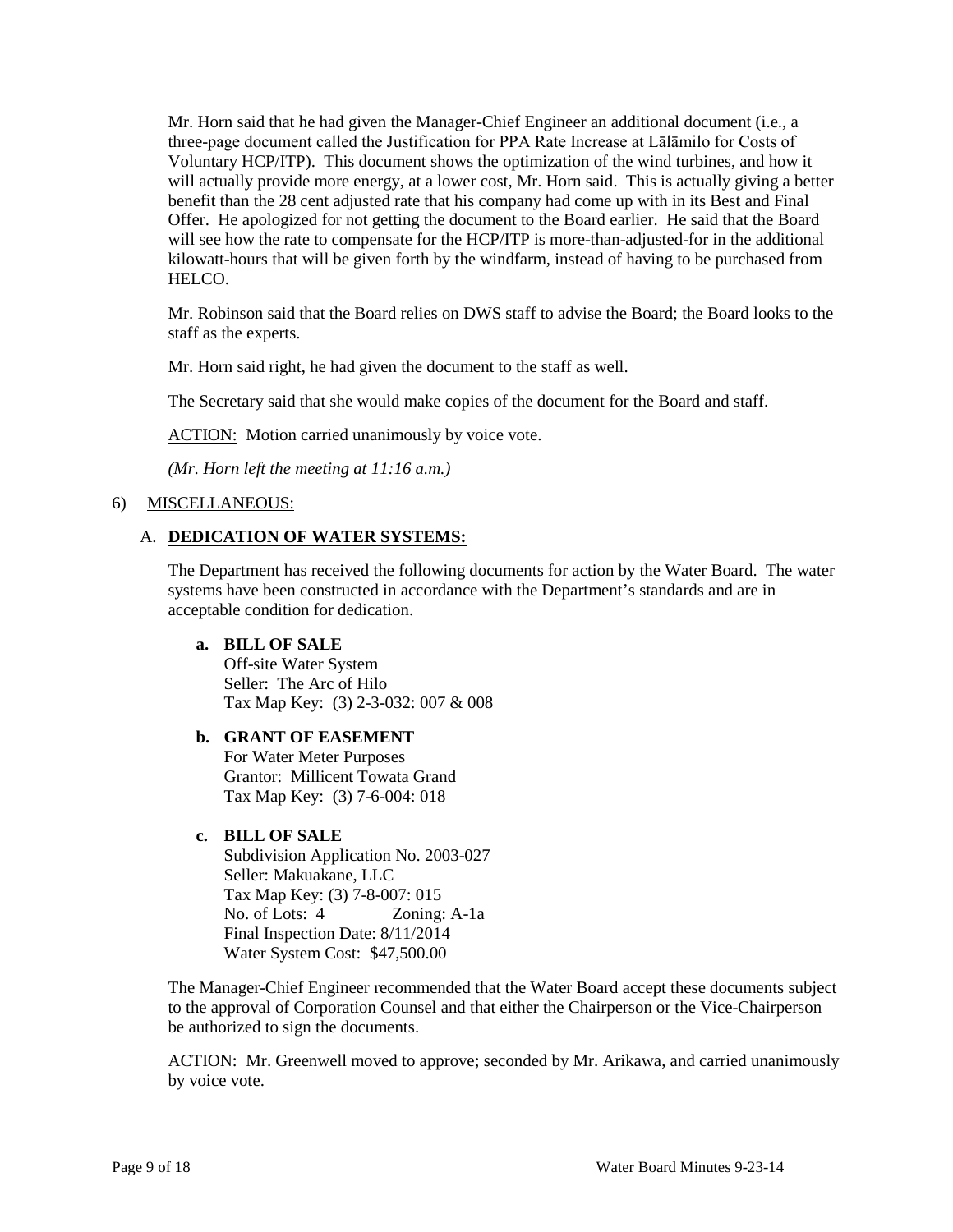Mr. Horn said that he had given the Manager-Chief Engineer an additional document (i.e., a three-page document called the Justification for PPA Rate Increase at Lālāmilo for Costs of Voluntary HCP/ITP). This document shows the optimization of the wind turbines, and how it will actually provide more energy, at a lower cost, Mr. Horn said. This is actually giving a better benefit than the 28 cent adjusted rate that his company had come up with in its Best and Final Offer. He apologized for not getting the document to the Board earlier. He said that the Board will see how the rate to compensate for the HCP/ITP is more-than-adjusted-for in the additional kilowatt-hours that will be given forth by the windfarm, instead of having to be purchased from HELCO.

Mr. Robinson said that the Board relies on DWS staff to advise the Board; the Board looks to the staff as the experts.

Mr. Horn said right, he had given the document to the staff as well.

The Secretary said that she would make copies of the document for the Board and staff.

ACTION: Motion carried unanimously by voice vote.

*(Mr. Horn left the meeting at 11:16 a.m.)*

6) MISCELLANEOUS:

A. **DEDICATION OF WATER SYSTEMS:**

The Department has received the following documents for action by the Water Board. The water systems have been constructed in accordance with the Department's standards and are in acceptable condition for dedication.

**a. BILL OF SALE**
Off-site Water System
Seller: The Arc of Hilo
Tax Map Key: (3) 2-3-032: 007 & 008

**b. GRANT OF EASEMENT**
For Water Meter Purposes
Grantor: Millicent Towata Grand
Tax Map Key: (3) 7-6-004: 018

**c. BILL OF SALE**
Subdivision Application No. 2003-027
Seller: Makuakane, LLC
Tax Map Key: (3) 7-8-007: 015
No. of Lots: 4 Zoning: A-1a
Final Inspection Date: 8/11/2014
Water System Cost: $47,500.00

The Manager-Chief Engineer recommended that the Water Board accept these documents subject to the approval of Corporation Counsel and that either the Chairperson or the Vice-Chairperson be authorized to sign the documents.

ACTION: Mr. Greenwell moved to approve; seconded by Mr. Arikawa, and carried unanimously by voice vote.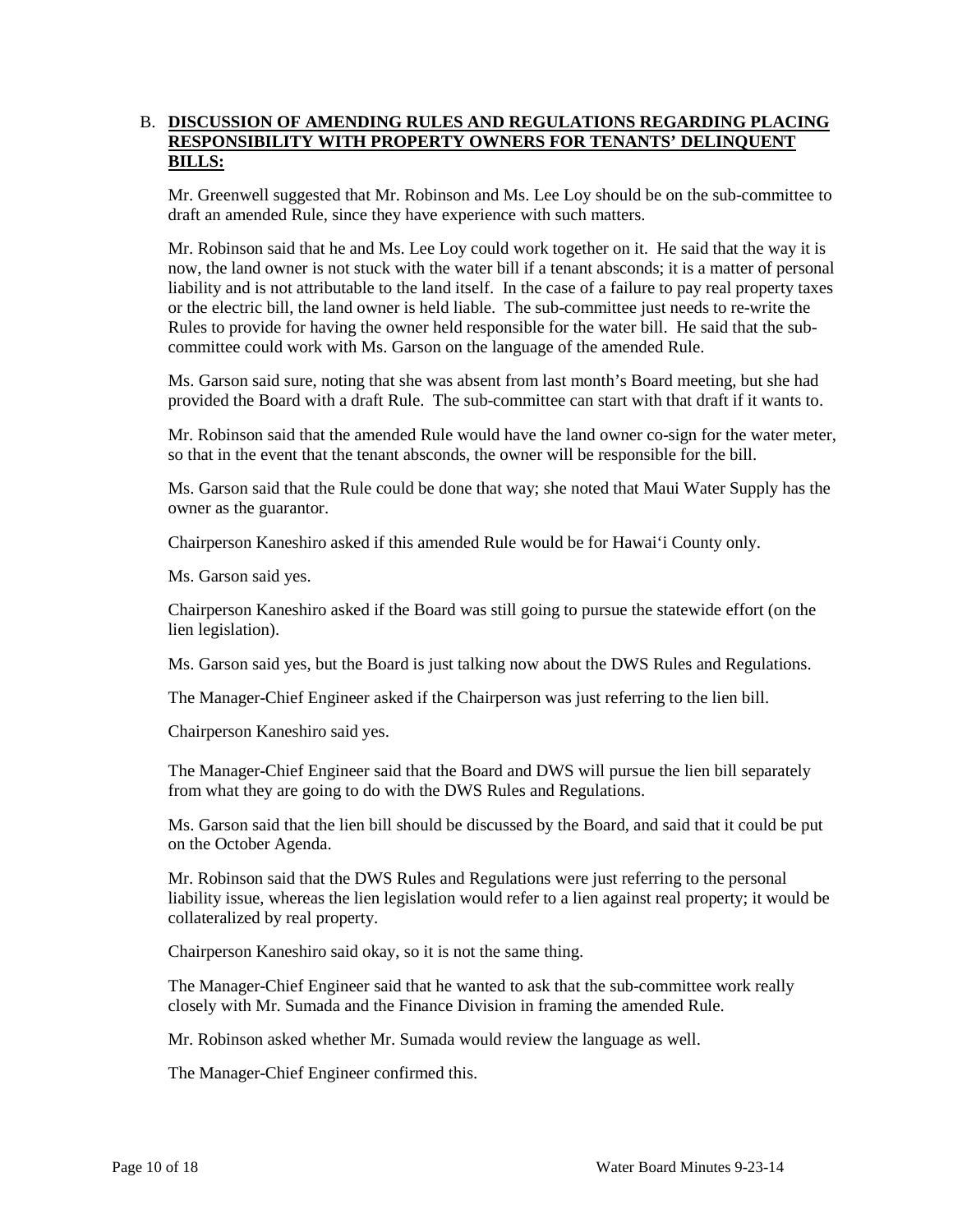B. **DISCUSSION OF AMENDING RULES AND REGULATIONS REGARDING PLACING RESPONSIBILITY WITH PROPERTY OWNERS FOR TENANTS' DELINQUENT BILLS:**

Mr. Greenwell suggested that Mr. Robinson and Ms. Lee Loy should be on the sub-committee to draft an amended Rule, since they have experience with such matters.

Mr. Robinson said that he and Ms. Lee Loy could work together on it. He said that the way it is now, the land owner is not stuck with the water bill if a tenant absconds; it is a matter of personal liability and is not attributable to the land itself. In the case of a failure to pay real property taxes or the electric bill, the land owner is held liable. The sub-committee just needs to re-write the Rules to provide for having the owner held responsible for the water bill. He said that the sub-committee could work with Ms. Garson on the language of the amended Rule.

Ms. Garson said sure, noting that she was absent from last month's Board meeting, but she had provided the Board with a draft Rule. The sub-committee can start with that draft if it wants to.

Mr. Robinson said that the amended Rule would have the land owner co-sign for the water meter, so that in the event that the tenant absconds, the owner will be responsible for the bill.

Ms. Garson said that the Rule could be done that way; she noted that Maui Water Supply has the owner as the guarantor.

Chairperson Kaneshiro asked if this amended Rule would be for Hawai'i County only.

Ms. Garson said yes.

Chairperson Kaneshiro asked if the Board was still going to pursue the statewide effort (on the lien legislation).

Ms. Garson said yes, but the Board is just talking now about the DWS Rules and Regulations.

The Manager-Chief Engineer asked if the Chairperson was just referring to the lien bill.

Chairperson Kaneshiro said yes.

The Manager-Chief Engineer said that the Board and DWS will pursue the lien bill separately from what they are going to do with the DWS Rules and Regulations.

Ms. Garson said that the lien bill should be discussed by the Board, and said that it could be put on the October Agenda.

Mr. Robinson said that the DWS Rules and Regulations were just referring to the personal liability issue, whereas the lien legislation would refer to a lien against real property; it would be collateralized by real property.

Chairperson Kaneshiro said okay, so it is not the same thing.

The Manager-Chief Engineer said that he wanted to ask that the sub-committee work really closely with Mr. Sumada and the Finance Division in framing the amended Rule.

Mr. Robinson asked whether Mr. Sumada would review the language as well.

The Manager-Chief Engineer confirmed this.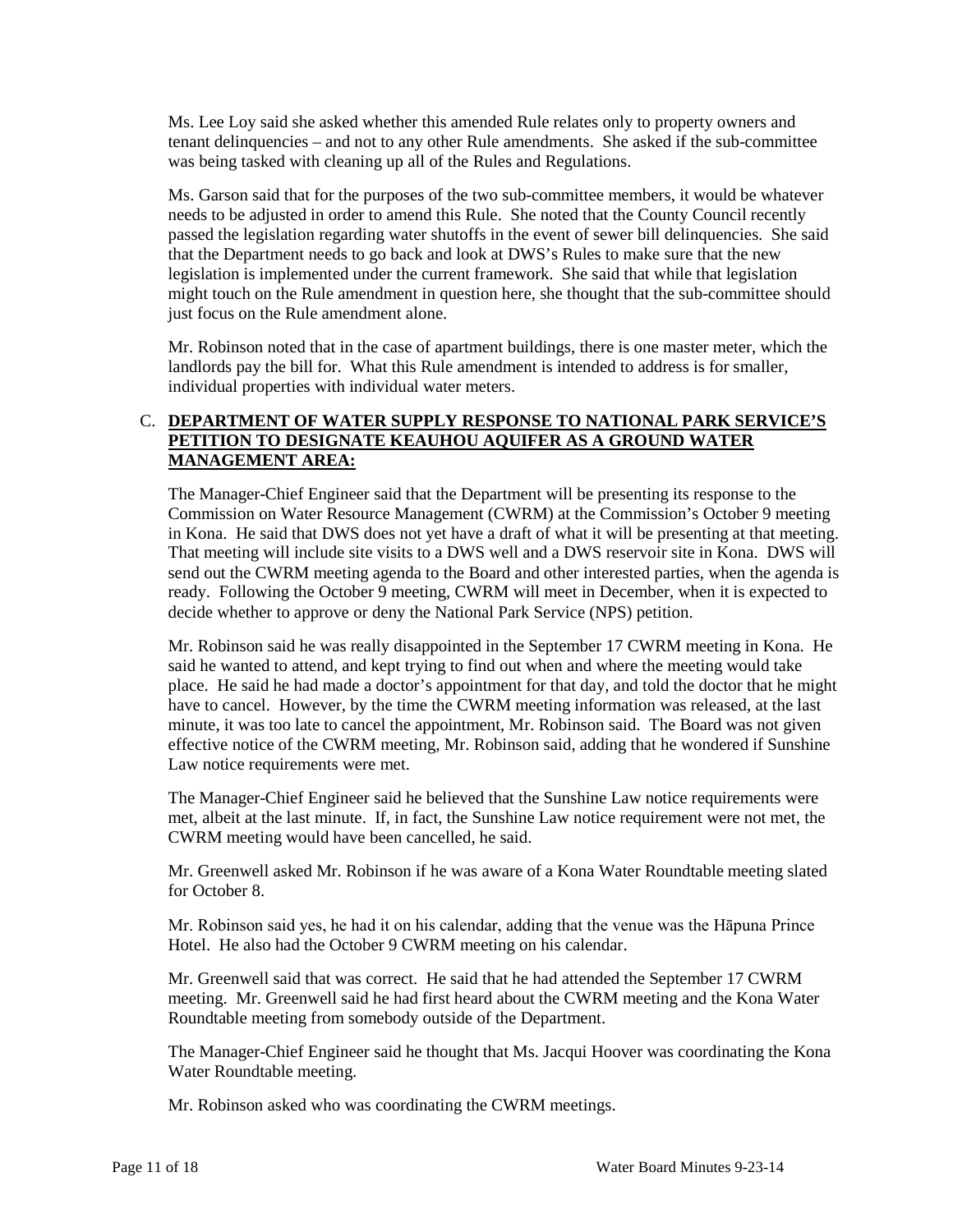Ms. Lee Loy said she asked whether this amended Rule relates only to property owners and tenant delinquencies – and not to any other Rule amendments. She asked if the sub-committee was being tasked with cleaning up all of the Rules and Regulations.

Ms. Garson said that for the purposes of the two sub-committee members, it would be whatever needs to be adjusted in order to amend this Rule. She noted that the County Council recently passed the legislation regarding water shutoffs in the event of sewer bill delinquencies. She said that the Department needs to go back and look at DWS's Rules to make sure that the new legislation is implemented under the current framework. She said that while that legislation might touch on the Rule amendment in question here, she thought that the sub-committee should just focus on the Rule amendment alone.

Mr. Robinson noted that in the case of apartment buildings, there is one master meter, which the landlords pay the bill for. What this Rule amendment is intended to address is for smaller, individual properties with individual water meters.

C. **DEPARTMENT OF WATER SUPPLY RESPONSE TO NATIONAL PARK SERVICE'S PETITION TO DESIGNATE KEAUHOU AQUIFER AS A GROUND WATER MANAGEMENT AREA:**

The Manager-Chief Engineer said that the Department will be presenting its response to the Commission on Water Resource Management (CWRM) at the Commission's October 9 meeting in Kona. He said that DWS does not yet have a draft of what it will be presenting at that meeting. That meeting will include site visits to a DWS well and a DWS reservoir site in Kona. DWS will send out the CWRM meeting agenda to the Board and other interested parties, when the agenda is ready. Following the October 9 meeting, CWRM will meet in December, when it is expected to decide whether to approve or deny the National Park Service (NPS) petition.

Mr. Robinson said he was really disappointed in the September 17 CWRM meeting in Kona. He said he wanted to attend, and kept trying to find out when and where the meeting would take place. He said he had made a doctor's appointment for that day, and told the doctor that he might have to cancel. However, by the time the CWRM meeting information was released, at the last minute, it was too late to cancel the appointment, Mr. Robinson said. The Board was not given effective notice of the CWRM meeting, Mr. Robinson said, adding that he wondered if Sunshine Law notice requirements were met.

The Manager-Chief Engineer said he believed that the Sunshine Law notice requirements were met, albeit at the last minute. If, in fact, the Sunshine Law notice requirement were not met, the CWRM meeting would have been cancelled, he said.

Mr. Greenwell asked Mr. Robinson if he was aware of a Kona Water Roundtable meeting slated for October 8.

Mr. Robinson said yes, he had it on his calendar, adding that the venue was the Hāpuna Prince Hotel. He also had the October 9 CWRM meeting on his calendar.

Mr. Greenwell said that was correct. He said that he had attended the September 17 CWRM meeting. Mr. Greenwell said he had first heard about the CWRM meeting and the Kona Water Roundtable meeting from somebody outside of the Department.

The Manager-Chief Engineer said he thought that Ms. Jacqui Hoover was coordinating the Kona Water Roundtable meeting.

Mr. Robinson asked who was coordinating the CWRM meetings.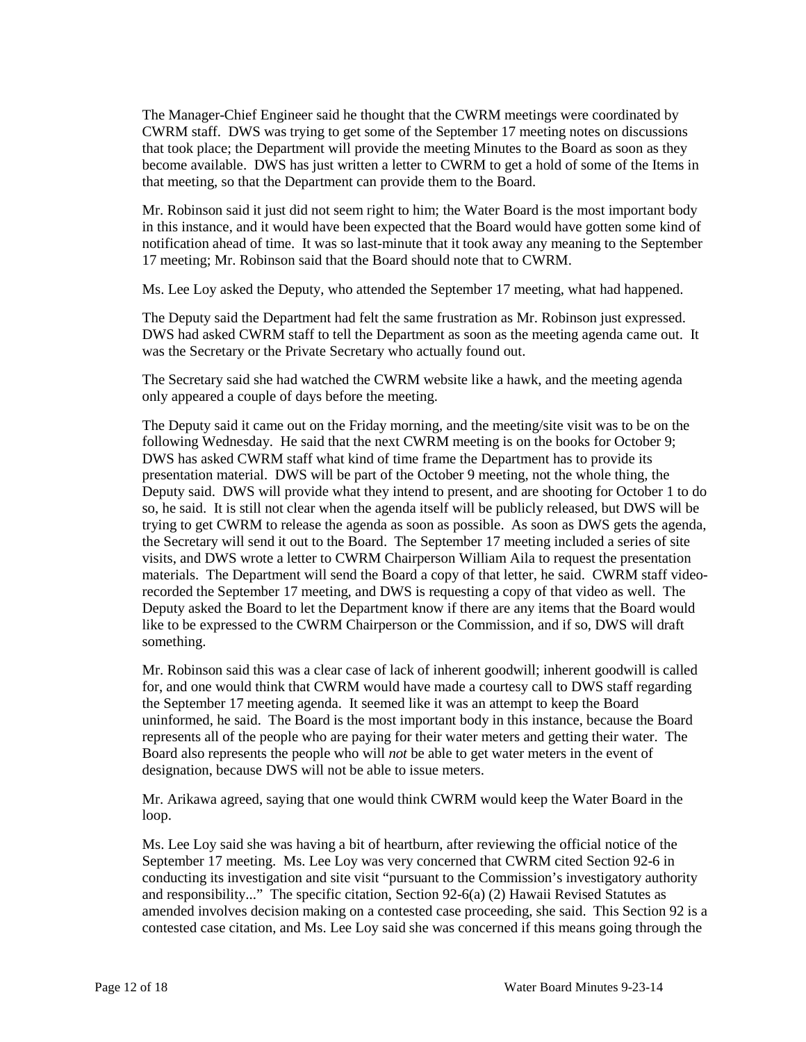The Manager-Chief Engineer said he thought that the CWRM meetings were coordinated by CWRM staff. DWS was trying to get some of the September 17 meeting notes on discussions that took place; the Department will provide the meeting Minutes to the Board as soon as they become available. DWS has just written a letter to CWRM to get a hold of some of the Items in that meeting, so that the Department can provide them to the Board.

Mr. Robinson said it just did not seem right to him; the Water Board is the most important body in this instance, and it would have been expected that the Board would have gotten some kind of notification ahead of time. It was so last-minute that it took away any meaning to the September 17 meeting; Mr. Robinson said that the Board should note that to CWRM.

Ms. Lee Loy asked the Deputy, who attended the September 17 meeting, what had happened.

The Deputy said the Department had felt the same frustration as Mr. Robinson just expressed. DWS had asked CWRM staff to tell the Department as soon as the meeting agenda came out. It was the Secretary or the Private Secretary who actually found out.

The Secretary said she had watched the CWRM website like a hawk, and the meeting agenda only appeared a couple of days before the meeting.

The Deputy said it came out on the Friday morning, and the meeting/site visit was to be on the following Wednesday. He said that the next CWRM meeting is on the books for October 9; DWS has asked CWRM staff what kind of time frame the Department has to provide its presentation material. DWS will be part of the October 9 meeting, not the whole thing, the Deputy said. DWS will provide what they intend to present, and are shooting for October 1 to do so, he said. It is still not clear when the agenda itself will be publicly released, but DWS will be trying to get CWRM to release the agenda as soon as possible. As soon as DWS gets the agenda, the Secretary will send it out to the Board. The September 17 meeting included a series of site visits, and DWS wrote a letter to CWRM Chairperson William Aila to request the presentation materials. The Department will send the Board a copy of that letter, he said. CWRM staff video-recorded the September 17 meeting, and DWS is requesting a copy of that video as well. The Deputy asked the Board to let the Department know if there are any items that the Board would like to be expressed to the CWRM Chairperson or the Commission, and if so, DWS will draft something.

Mr. Robinson said this was a clear case of lack of inherent goodwill; inherent goodwill is called for, and one would think that CWRM would have made a courtesy call to DWS staff regarding the September 17 meeting agenda. It seemed like it was an attempt to keep the Board uninformed, he said. The Board is the most important body in this instance, because the Board represents all of the people who are paying for their water meters and getting their water. The Board also represents the people who will *not* be able to get water meters in the event of designation, because DWS will not be able to issue meters.

Mr. Arikawa agreed, saying that one would think CWRM would keep the Water Board in the loop.

Ms. Lee Loy said she was having a bit of heartburn, after reviewing the official notice of the September 17 meeting. Ms. Lee Loy was very concerned that CWRM cited Section 92-6 in conducting its investigation and site visit "pursuant to the Commission's investigatory authority and responsibility..." The specific citation, Section 92-6(a) (2) Hawaii Revised Statutes as amended involves decision making on a contested case proceeding, she said. This Section 92 is a contested case citation, and Ms. Lee Loy said she was concerned if this means going through the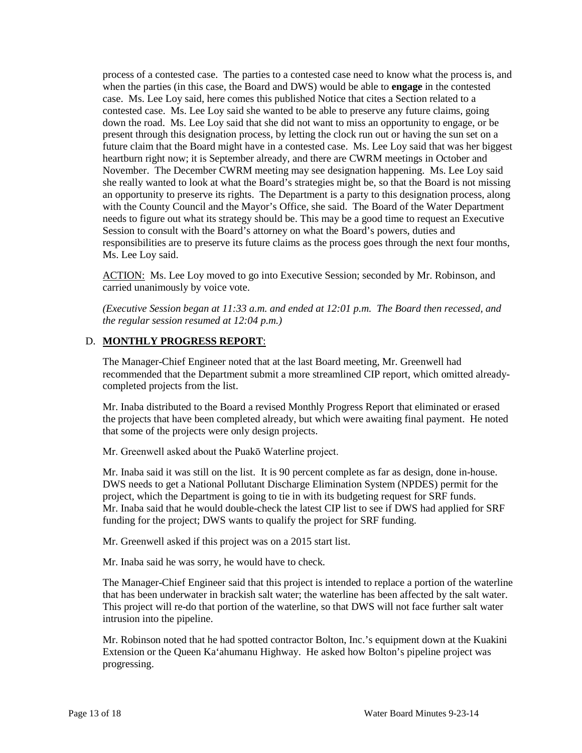process of a contested case. The parties to a contested case need to know what the process is, and when the parties (in this case, the Board and DWS) would be able to **engage** in the contested case. Ms. Lee Loy said, here comes this published Notice that cites a Section related to a contested case. Ms. Lee Loy said she wanted to be able to preserve any future claims, going down the road. Ms. Lee Loy said that she did not want to miss an opportunity to engage, or be present through this designation process, by letting the clock run out or having the sun set on a future claim that the Board might have in a contested case. Ms. Lee Loy said that was her biggest heartburn right now; it is September already, and there are CWRM meetings in October and November. The December CWRM meeting may see designation happening. Ms. Lee Loy said she really wanted to look at what the Board's strategies might be, so that the Board is not missing an opportunity to preserve its rights. The Department is a party to this designation process, along with the County Council and the Mayor's Office, she said. The Board of the Water Department needs to figure out what its strategy should be. This may be a good time to request an Executive Session to consult with the Board's attorney on what the Board's powers, duties and responsibilities are to preserve its future claims as the process goes through the next four months, Ms. Lee Loy said.

ACTION: Ms. Lee Loy moved to go into Executive Session; seconded by Mr. Robinson, and carried unanimously by voice vote.

*(Executive Session began at 11:33 a.m. and ended at 12:01 p.m. The Board then recessed, and the regular session resumed at 12:04 p.m.)*

## D. **MONTHLY PROGRESS REPORT**:

The Manager-Chief Engineer noted that at the last Board meeting, Mr. Greenwell had recommended that the Department submit a more streamlined CIP report, which omitted already-completed projects from the list.

Mr. Inaba distributed to the Board a revised Monthly Progress Report that eliminated or erased the projects that have been completed already, but which were awaiting final payment. He noted that some of the projects were only design projects.

Mr. Greenwell asked about the Puakō Waterline project.

Mr. Inaba said it was still on the list. It is 90 percent complete as far as design, done in-house. DWS needs to get a National Pollutant Discharge Elimination System (NPDES) permit for the project, which the Department is going to tie in with its budgeting request for SRF funds. Mr. Inaba said that he would double-check the latest CIP list to see if DWS had applied for SRF funding for the project; DWS wants to qualify the project for SRF funding.

Mr. Greenwell asked if this project was on a 2015 start list.

Mr. Inaba said he was sorry, he would have to check.

The Manager-Chief Engineer said that this project is intended to replace a portion of the waterline that has been underwater in brackish salt water; the waterline has been affected by the salt water. This project will re-do that portion of the waterline, so that DWS will not face further salt water intrusion into the pipeline.

Mr. Robinson noted that he had spotted contractor Bolton, Inc.'s equipment down at the Kuakini Extension or the Queen Ka'ahumanu Highway. He asked how Bolton's pipeline project was progressing.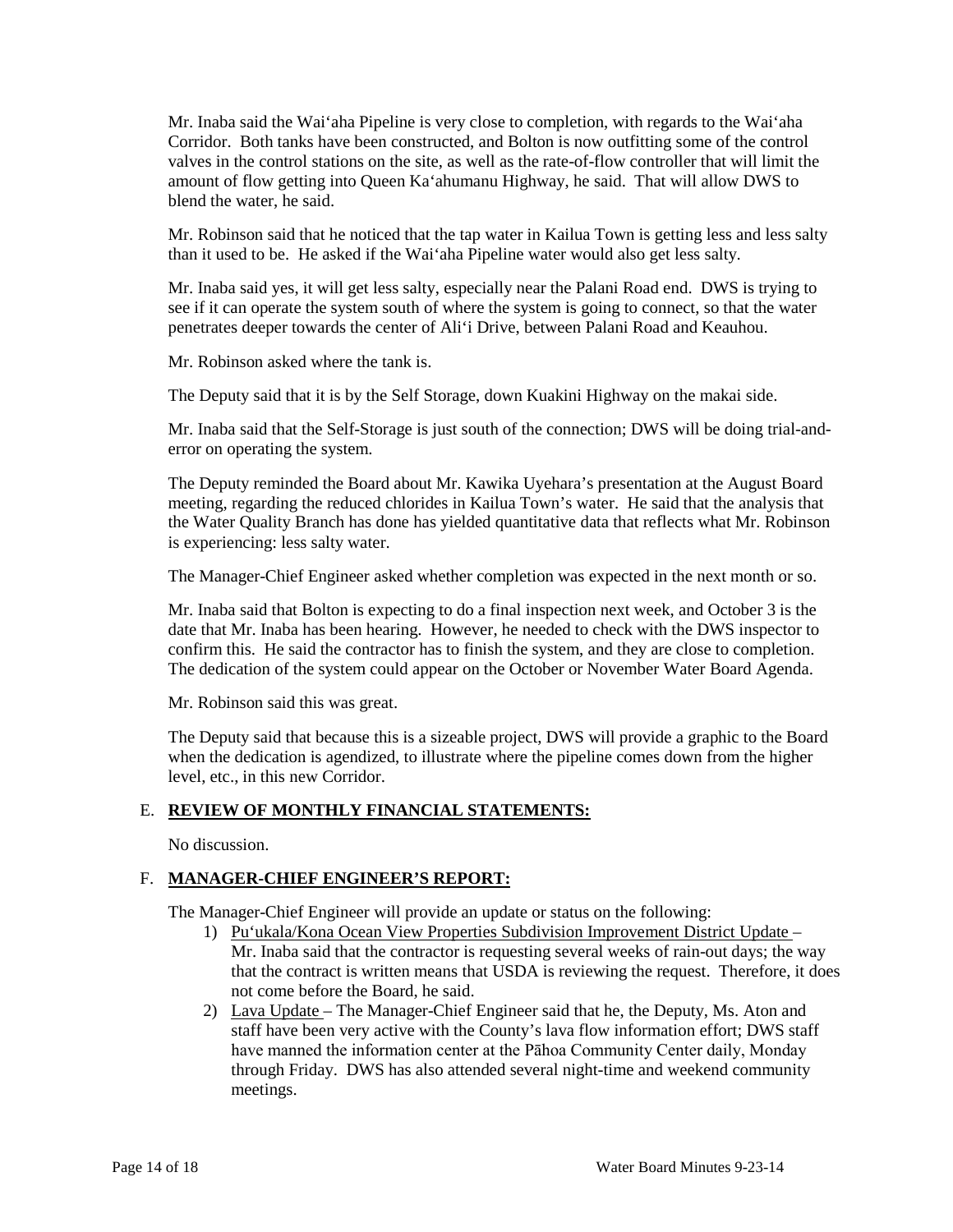Mr. Inaba said the Wai‘aha Pipeline is very close to completion, with regards to the Wai‘aha Corridor. Both tanks have been constructed, and Bolton is now outfitting some of the control valves in the control stations on the site, as well as the rate-of-flow controller that will limit the amount of flow getting into Queen Ka‘ahumanu Highway, he said. That will allow DWS to blend the water, he said.

Mr. Robinson said that he noticed that the tap water in Kailua Town is getting less and less salty than it used to be. He asked if the Wai‘aha Pipeline water would also get less salty.

Mr. Inaba said yes, it will get less salty, especially near the Palani Road end. DWS is trying to see if it can operate the system south of where the system is going to connect, so that the water penetrates deeper towards the center of Ali‘i Drive, between Palani Road and Keauhou.

Mr. Robinson asked where the tank is.

The Deputy said that it is by the Self Storage, down Kuakini Highway on the makai side.

Mr. Inaba said that the Self-Storage is just south of the connection; DWS will be doing trial-and-error on operating the system.

The Deputy reminded the Board about Mr. Kawika Uyehara's presentation at the August Board meeting, regarding the reduced chlorides in Kailua Town's water. He said that the analysis that the Water Quality Branch has done has yielded quantitative data that reflects what Mr. Robinson is experiencing: less salty water.

The Manager-Chief Engineer asked whether completion was expected in the next month or so.

Mr. Inaba said that Bolton is expecting to do a final inspection next week, and October 3 is the date that Mr. Inaba has been hearing. However, he needed to check with the DWS inspector to confirm this. He said the contractor has to finish the system, and they are close to completion. The dedication of the system could appear on the October or November Water Board Agenda.

Mr. Robinson said this was great.

The Deputy said that because this is a sizeable project, DWS will provide a graphic to the Board when the dedication is agendized, to illustrate where the pipeline comes down from the higher level, etc., in this new Corridor.

## E. **REVIEW OF MONTHLY FINANCIAL STATEMENTS:**

No discussion.

## F. **MANAGER-CHIEF ENGINEER'S REPORT:**

The Manager-Chief Engineer will provide an update or status on the following:

1) Pu‘ukala/Kona Ocean View Properties Subdivision Improvement District Update – Mr. Inaba said that the contractor is requesting several weeks of rain-out days; the way that the contract is written means that USDA is reviewing the request. Therefore, it does not come before the Board, he said.
2) Lava Update – The Manager-Chief Engineer said that he, the Deputy, Ms. Aton and staff have been very active with the County's lava flow information effort; DWS staff have manned the information center at the Pāhoa Community Center daily, Monday through Friday. DWS has also attended several night-time and weekend community meetings.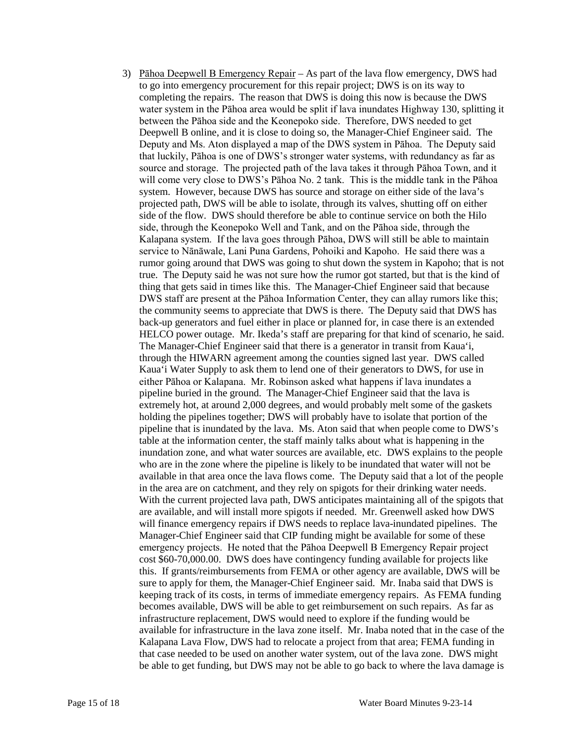3) Pāhoa Deepwell B Emergency Repair – As part of the lava flow emergency, DWS had to go into emergency procurement for this repair project; DWS is on its way to completing the repairs. The reason that DWS is doing this now is because the DWS water system in the Pāhoa area would be split if lava inundates Highway 130, splitting it between the Pāhoa side and the Keonepoko side. Therefore, DWS needed to get Deepwell B online, and it is close to doing so, the Manager-Chief Engineer said. The Deputy and Ms. Aton displayed a map of the DWS system in Pāhoa. The Deputy said that luckily, Pāhoa is one of DWS's stronger water systems, with redundancy as far as source and storage. The projected path of the lava takes it through Pāhoa Town, and it will come very close to DWS's Pāhoa No. 2 tank. This is the middle tank in the Pāhoa system. However, because DWS has source and storage on either side of the lava's projected path, DWS will be able to isolate, through its valves, shutting off on either side of the flow. DWS should therefore be able to continue service on both the Hilo side, through the Keonepoko Well and Tank, and on the Pāhoa side, through the Kalapana system. If the lava goes through Pāhoa, DWS will still be able to maintain service to Nānāwale, Lani Puna Gardens, Pohoiki and Kapoho. He said there was a rumor going around that DWS was going to shut down the system in Kapoho; that is not true. The Deputy said he was not sure how the rumor got started, but that is the kind of thing that gets said in times like this. The Manager-Chief Engineer said that because DWS staff are present at the Pāhoa Information Center, they can allay rumors like this; the community seems to appreciate that DWS is there. The Deputy said that DWS has back-up generators and fuel either in place or planned for, in case there is an extended HELCO power outage. Mr. Ikeda's staff are preparing for that kind of scenario, he said. The Manager-Chief Engineer said that there is a generator in transit from Kaua'i, through the HIWARN agreement among the counties signed last year. DWS called Kaua'i Water Supply to ask them to lend one of their generators to DWS, for use in either Pāhoa or Kalapana. Mr. Robinson asked what happens if lava inundates a pipeline buried in the ground. The Manager-Chief Engineer said that the lava is extremely hot, at around 2,000 degrees, and would probably melt some of the gaskets holding the pipelines together; DWS will probably have to isolate that portion of the pipeline that is inundated by the lava. Ms. Aton said that when people come to DWS's table at the information center, the staff mainly talks about what is happening in the inundation zone, and what water sources are available, etc. DWS explains to the people who are in the zone where the pipeline is likely to be inundated that water will not be available in that area once the lava flows come. The Deputy said that a lot of the people in the area are on catchment, and they rely on spigots for their drinking water needs. With the current projected lava path, DWS anticipates maintaining all of the spigots that are available, and will install more spigots if needed. Mr. Greenwell asked how DWS will finance emergency repairs if DWS needs to replace lava-inundated pipelines. The Manager-Chief Engineer said that CIP funding might be available for some of these emergency projects. He noted that the Pāhoa Deepwell B Emergency Repair project cost $60-70,000.00. DWS does have contingency funding available for projects like this. If grants/reimbursements from FEMA or other agency are available, DWS will be sure to apply for them, the Manager-Chief Engineer said. Mr. Inaba said that DWS is keeping track of its costs, in terms of immediate emergency repairs. As FEMA funding becomes available, DWS will be able to get reimbursement on such repairs. As far as infrastructure replacement, DWS would need to explore if the funding would be available for infrastructure in the lava zone itself. Mr. Inaba noted that in the case of the Kalapana Lava Flow, DWS had to relocate a project from that area; FEMA funding in that case needed to be used on another water system, out of the lava zone. DWS might be able to get funding, but DWS may not be able to go back to where the lava damage is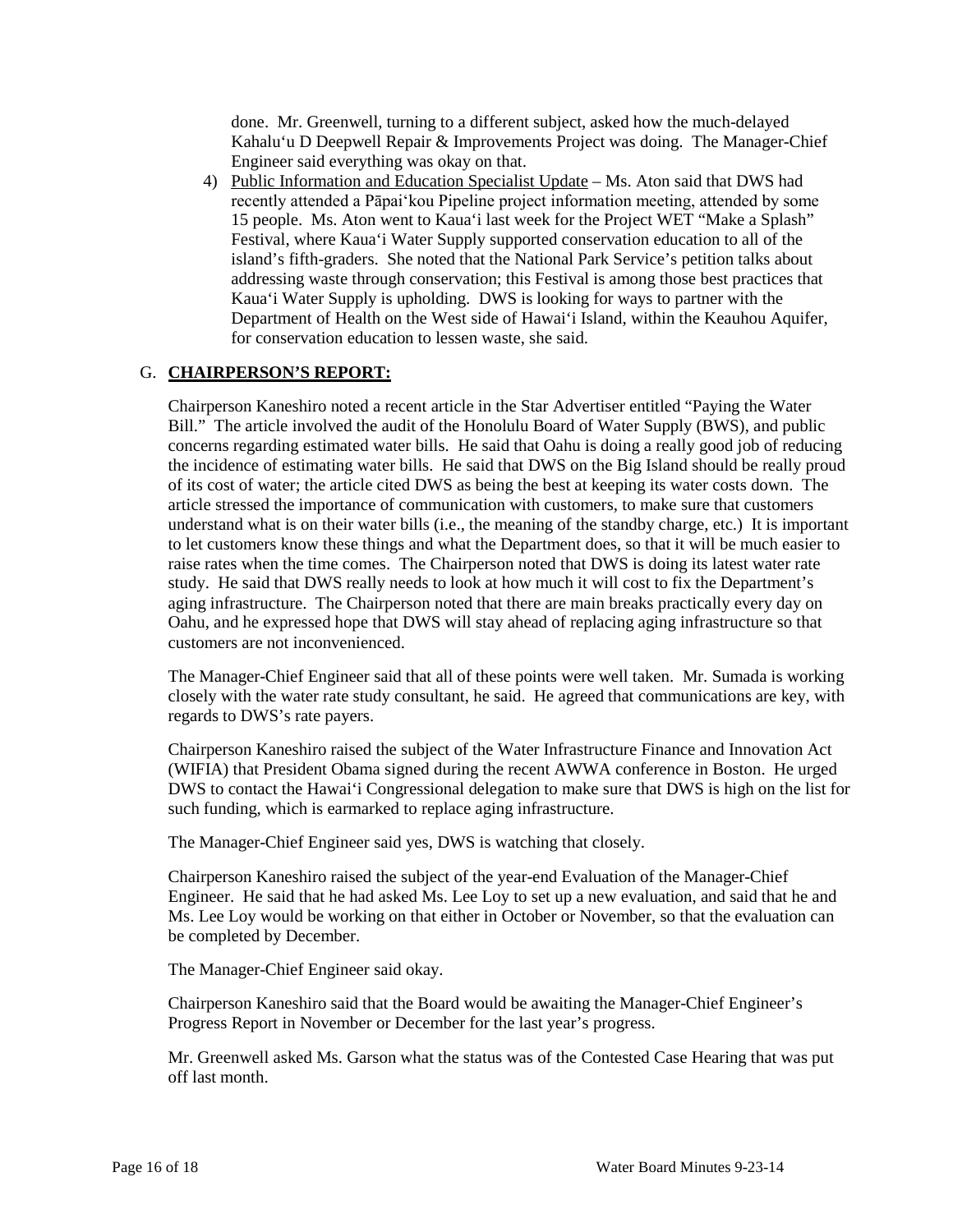done. Mr. Greenwell, turning to a different subject, asked how the much-delayed Kahaluʻu D Deepwell Repair & Improvements Project was doing. The Manager-Chief Engineer said everything was okay on that.

4) Public Information and Education Specialist Update – Ms. Aton said that DWS had recently attended a Pāpaiʻkou Pipeline project information meeting, attended by some 15 people. Ms. Aton went to Kauaʻi last week for the Project WET "Make a Splash" Festival, where Kauaʻi Water Supply supported conservation education to all of the island's fifth-graders. She noted that the National Park Service's petition talks about addressing waste through conservation; this Festival is among those best practices that Kauaʻi Water Supply is upholding. DWS is looking for ways to partner with the Department of Health on the West side of Hawaiʻi Island, within the Keauhou Aquifer, for conservation education to lessen waste, she said.

## G. **CHAIRPERSON'S REPORT:**

Chairperson Kaneshiro noted a recent article in the Star Advertiser entitled "Paying the Water Bill." The article involved the audit of the Honolulu Board of Water Supply (BWS), and public concerns regarding estimated water bills. He said that Oahu is doing a really good job of reducing the incidence of estimating water bills. He said that DWS on the Big Island should be really proud of its cost of water; the article cited DWS as being the best at keeping its water costs down. The article stressed the importance of communication with customers, to make sure that customers understand what is on their water bills (i.e., the meaning of the standby charge, etc.) It is important to let customers know these things and what the Department does, so that it will be much easier to raise rates when the time comes. The Chairperson noted that DWS is doing its latest water rate study. He said that DWS really needs to look at how much it will cost to fix the Department's aging infrastructure. The Chairperson noted that there are main breaks practically every day on Oahu, and he expressed hope that DWS will stay ahead of replacing aging infrastructure so that customers are not inconvenienced.

The Manager-Chief Engineer said that all of these points were well taken. Mr. Sumada is working closely with the water rate study consultant, he said. He agreed that communications are key, with regards to DWS's rate payers.

Chairperson Kaneshiro raised the subject of the Water Infrastructure Finance and Innovation Act (WIFIA) that President Obama signed during the recent AWWA conference in Boston. He urged DWS to contact the Hawaiʻi Congressional delegation to make sure that DWS is high on the list for such funding, which is earmarked to replace aging infrastructure.

The Manager-Chief Engineer said yes, DWS is watching that closely.

Chairperson Kaneshiro raised the subject of the year-end Evaluation of the Manager-Chief Engineer. He said that he had asked Ms. Lee Loy to set up a new evaluation, and said that he and Ms. Lee Loy would be working on that either in October or November, so that the evaluation can be completed by December.

The Manager-Chief Engineer said okay.

Chairperson Kaneshiro said that the Board would be awaiting the Manager-Chief Engineer's Progress Report in November or December for the last year's progress.

Mr. Greenwell asked Ms. Garson what the status was of the Contested Case Hearing that was put off last month.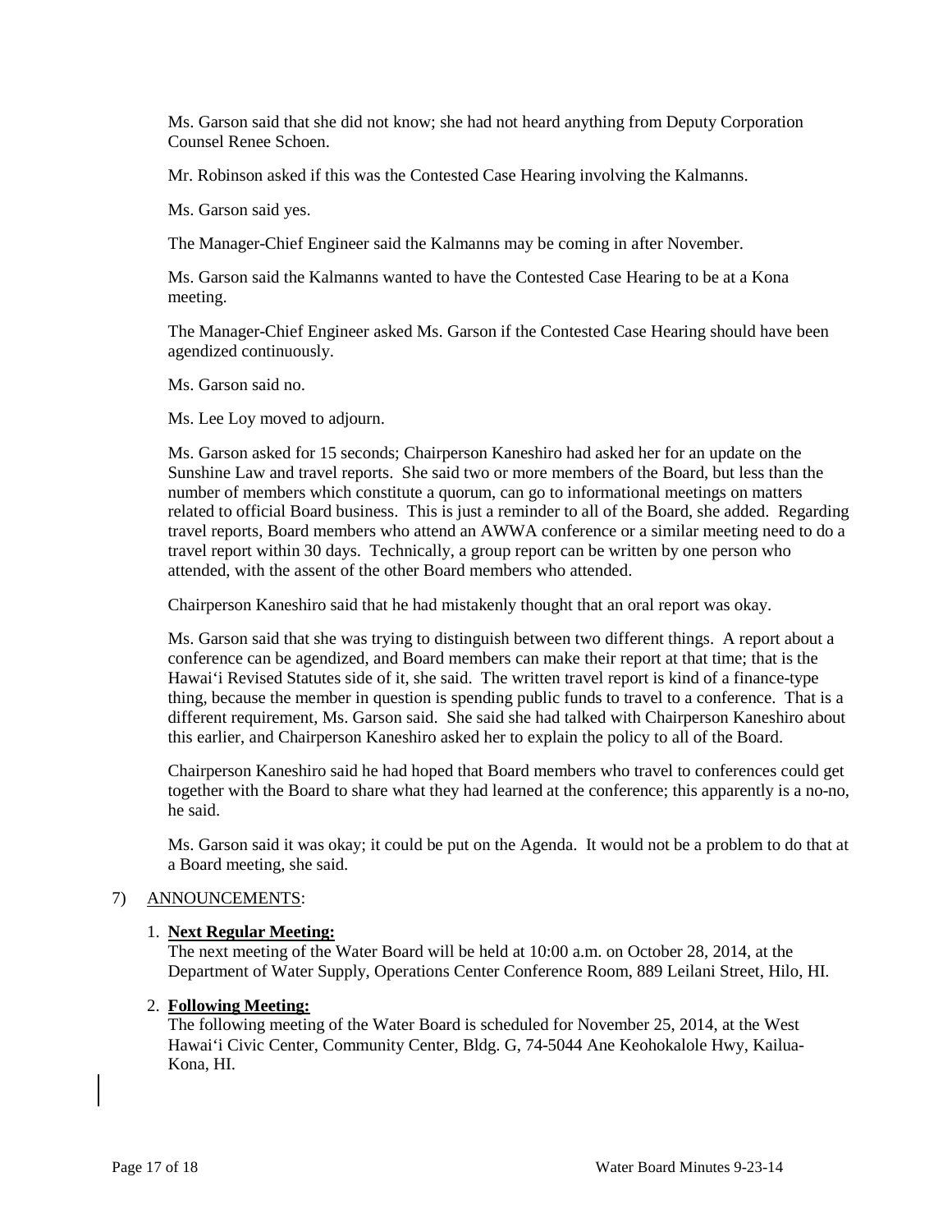Ms. Garson said that she did not know; she had not heard anything from Deputy Corporation Counsel Renee Schoen.

Mr. Robinson asked if this was the Contested Case Hearing involving the Kalmanns.

Ms. Garson said yes.

The Manager-Chief Engineer said the Kalmanns may be coming in after November.

Ms. Garson said the Kalmanns wanted to have the Contested Case Hearing to be at a Kona meeting.

The Manager-Chief Engineer asked Ms. Garson if the Contested Case Hearing should have been agendized continuously.

Ms. Garson said no.

Ms. Lee Loy moved to adjourn.

Ms. Garson asked for 15 seconds; Chairperson Kaneshiro had asked her for an update on the Sunshine Law and travel reports. She said two or more members of the Board, but less than the number of members which constitute a quorum, can go to informational meetings on matters related to official Board business. This is just a reminder to all of the Board, she added. Regarding travel reports, Board members who attend an AWWA conference or a similar meeting need to do a travel report within 30 days. Technically, a group report can be written by one person who attended, with the assent of the other Board members who attended.

Chairperson Kaneshiro said that he had mistakenly thought that an oral report was okay.

Ms. Garson said that she was trying to distinguish between two different things. A report about a conference can be agendized, and Board members can make their report at that time; that is the Hawai'i Revised Statutes side of it, she said. The written travel report is kind of a finance-type thing, because the member in question is spending public funds to travel to a conference. That is a different requirement, Ms. Garson said. She said she had talked with Chairperson Kaneshiro about this earlier, and Chairperson Kaneshiro asked her to explain the policy to all of the Board.

Chairperson Kaneshiro said he had hoped that Board members who travel to conferences could get together with the Board to share what they had learned at the conference; this apparently is a no-no, he said.

Ms. Garson said it was okay; it could be put on the Agenda. It would not be a problem to do that at a Board meeting, she said.

7) ANNOUNCEMENTS:

1. **Next Regular Meeting:**
   The next meeting of the Water Board will be held at 10:00 a.m. on October 28, 2014, at the Department of Water Supply, Operations Center Conference Room, 889 Leilani Street, Hilo, HI.

2. **Following Meeting:**
   The following meeting of the Water Board is scheduled for November 25, 2014, at the West Hawai'i Civic Center, Community Center, Bldg. G, 74-5044 Ane Keohokalole Hwy, Kailua-Kona, HI.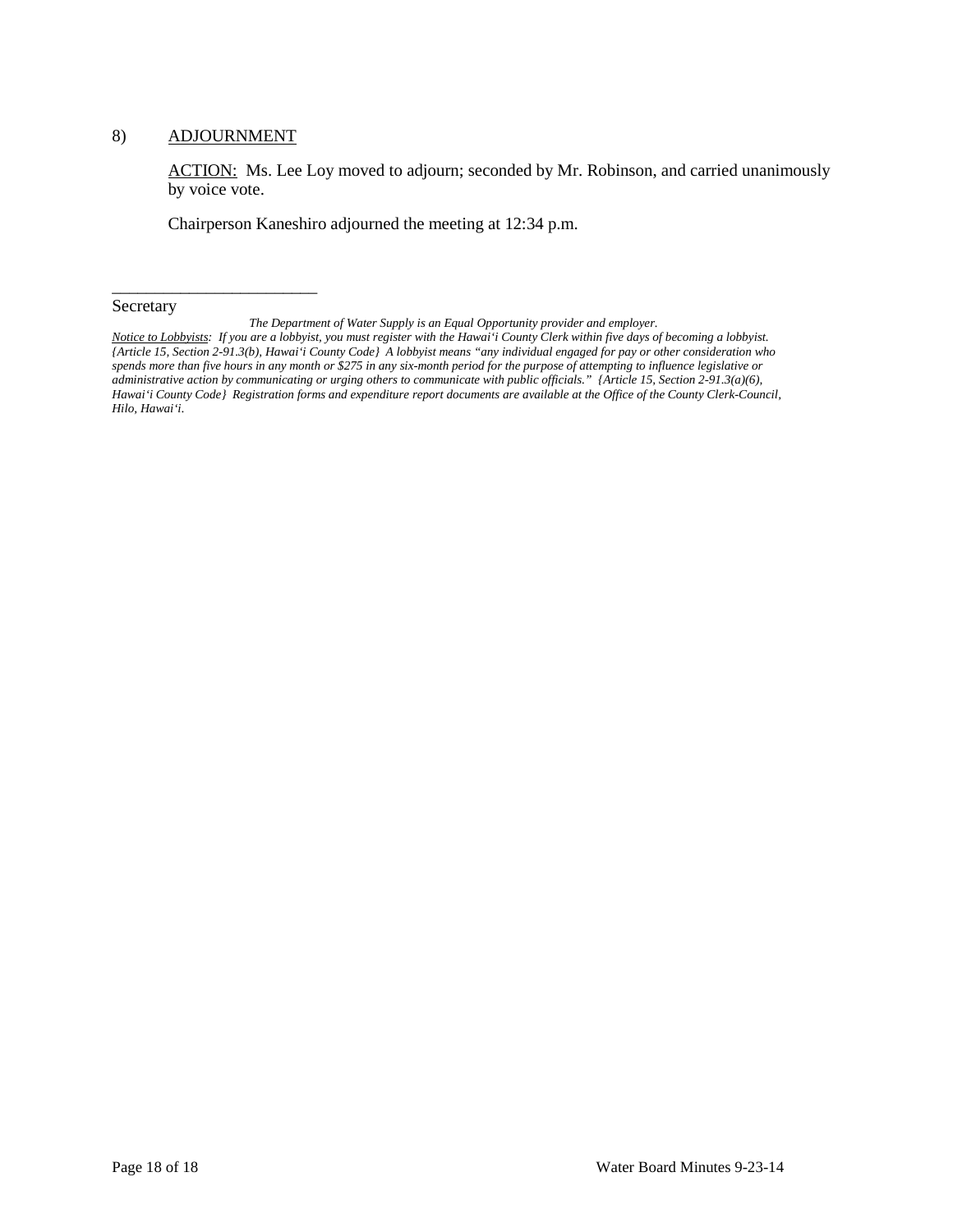8) <u>ADJOURNMENT</u>

<u>ACTION:</u> Ms. Lee Loy moved to adjourn; seconded by Mr. Robinson, and carried unanimously by voice vote.

Chairperson Kaneshiro adjourned the meeting at 12:34 p.m.

\_\_\_\_\_\_\_\_\_\_\_\_\_\_\_\_\_\_\_\_\_\_\_\_\_

Secretary

*The Department of Water Supply is an Equal Opportunity provider and employer.*

*<u>Notice to Lobbyists</u>: If you are a lobbyist, you must register with the Hawai'i County Clerk within five days of becoming a lobbyist. {Article 15, Section 2-91.3(b), Hawai'i County Code} A lobbyist means "any individual engaged for pay or other consideration who spends more than five hours in any month or $275 in any six-month period for the purpose of attempting to influence legislative or administrative action by communicating or urging others to communicate with public officials." {Article 15, Section 2-91.3(a)(6), Hawai'i County Code} Registration forms and expenditure report documents are available at the Office of the County Clerk-Council, Hilo, Hawai'i.*